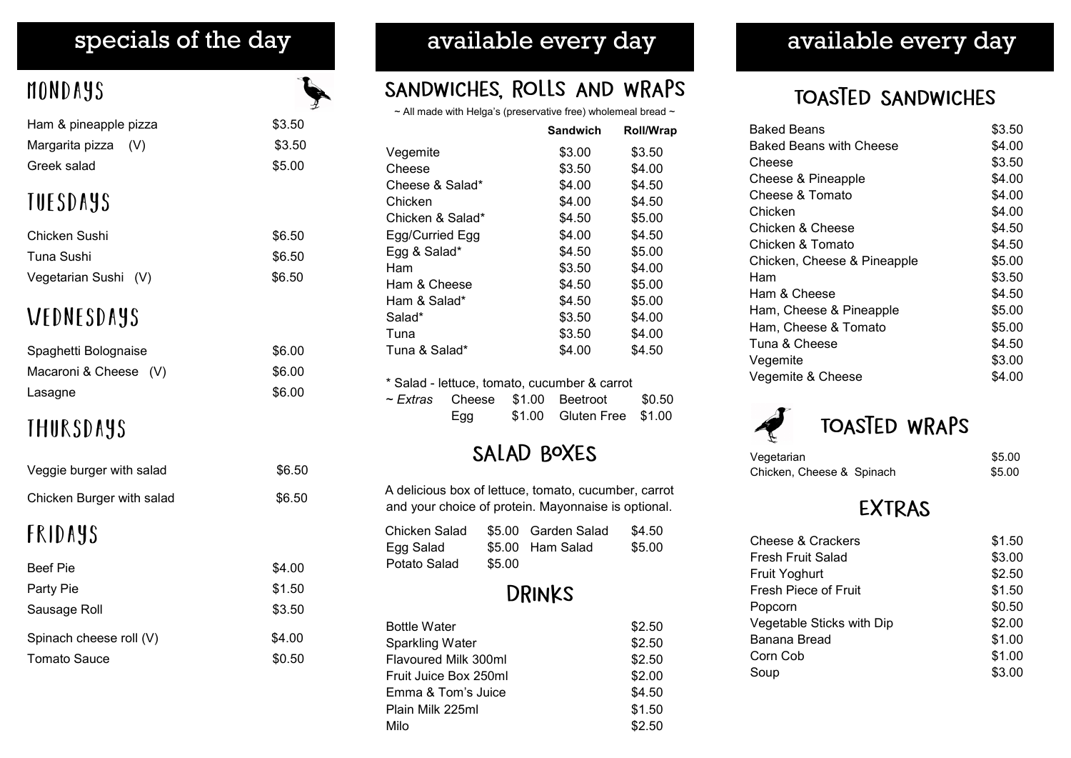## specials of the day

### MONDAYS

| | |
|---|---|
| Ham & pineapple pizza | $3.50 |
| Margarita pizza (V) | $3.50 |
| Greek salad | $5.00 |

### TUESDAYS

| | |
|---|---|
| Chicken Sushi | $6.50 |
| Tuna Sushi | $6.50 |
| Vegetarian Sushi (V) | $6.50 |

### WEDNESDAYS

| | |
|---|---|
| Spaghetti Bolognaise | $6.00 |
| Macaroni & Cheese (V) | $6.00 |
| Lasagne | $6.00 |

### THURSDAYS

| | |
|---|---|
| Veggie burger with salad | $6.50 |
| Chicken Burger with salad | $6.50 |

### FRIDAYS

| | |
|---|---|
| Beef Pie | $4.00 |
| Party Pie | $1.50 |
| Sausage Roll | $3.50 |
| Spinach cheese roll (V) | $4.00 |
| Tomato Sauce | $0.50 |

## available every day

### SANDWICHES, ROLLS AND WRAPS

~ All made with Helga's (preservative free) wholemeal bread ~

| | Sandwich | Roll/Wrap |
|---|---|---|
| Vegemite | $3.00 | $3.50 |
| Cheese | $3.50 | $4.00 |
| Cheese & Salad* | $4.00 | $4.50 |
| Chicken | $4.00 | $4.50 |
| Chicken & Salad* | $4.50 | $5.00 |
| Egg/Curried Egg | $4.00 | $4.50 |
| Egg & Salad* | $4.50 | $5.00 |
| Ham | $3.50 | $4.00 |
| Ham & Cheese | $4.50 | $5.00 |
| Ham & Salad* | $4.50 | $5.00 |
| Salad* | $3.50 | $4.00 |
| Tuna | $3.50 | $4.00 |
| Tuna & Salad* | $4.00 | $4.50 |

* Salad - lettuce, tomato, cucumber & carrot

| | | | | |
|---|---|---|---|---|
| *~ Extras* | Cheese | $1.00 | Beetroot | $0.50 |
| | Egg | $1.00 | Gluten Free | $1.00 |

### SALAD BOXES

A delicious box of lettuce, tomato, cucumber, carrot and your choice of protein. Mayonnaise is optional.

| | | | |
|---|---|---|---|
| Chicken Salad | $5.00 | Garden Salad | $4.50 |
| Egg Salad | $5.00 | Ham Salad | $5.00 |
| Potato Salad | $5.00 | | |

### DRINKS

| | |
|---|---|
| Bottle Water | $2.50 |
| Sparkling Water | $2.50 |
| Flavoured Milk 300ml | $2.50 |
| Fruit Juice Box 250ml | $2.00 |
| Emma & Tom's Juice | $4.50 |
| Plain Milk 225ml | $1.50 |
| Milo | $2.50 |

## available every day

### TOASTED SANDWICHES

| | |
|---|---|
| Baked Beans | $3.50 |
| Baked Beans with Cheese | $4.00 |
| Cheese | $3.50 |
| Cheese & Pineapple | $4.00 |
| Cheese & Tomato | $4.00 |
| Chicken | $4.00 |
| Chicken & Cheese | $4.50 |
| Chicken & Tomato | $4.50 |
| Chicken, Cheese & Pineapple | $5.00 |
| Ham | $3.50 |
| Ham & Cheese | $4.50 |
| Ham, Cheese & Pineapple | $5.00 |
| Ham, Cheese & Tomato | $5.00 |
| Tuna & Cheese | $4.50 |
| Vegemite | $3.00 |
| Vegemite & Cheese | $4.00 |

### TOASTED WRAPS

| | |
|---|---|
| Vegetarian | $5.00 |
| Chicken, Cheese & Spinach | $5.00 |

### EXTRAS

| | |
|---|---|
| Cheese & Crackers | $1.50 |
| Fresh Fruit Salad | $3.00 |
| Fruit Yoghurt | $2.50 |
| Fresh Piece of Fruit | $1.50 |
| Popcorn | $0.50 |
| Vegetable Sticks with Dip | $2.00 |
| Banana Bread | $1.00 |
| Corn Cob | $1.00 |
| Soup | $3.00 |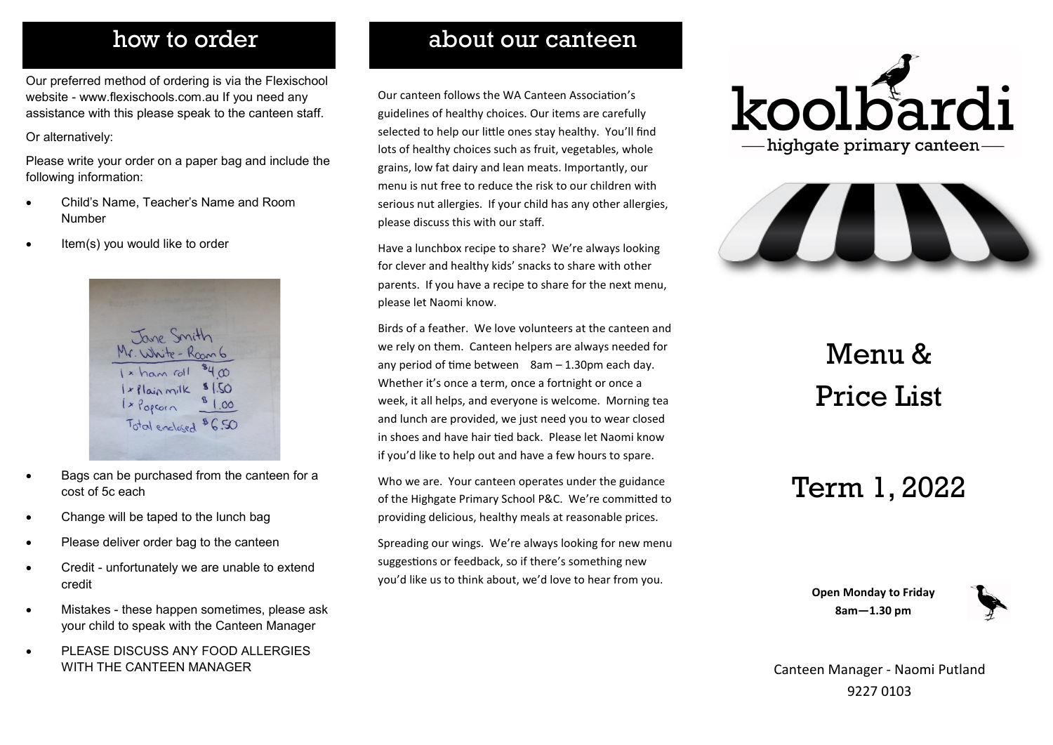## how to order

Our preferred method of ordering is via the Flexischool website - www.flexischools.com.au If you need any assistance with this please speak to the canteen staff.

Or alternatively:

Please write your order on a paper bag and include the following information:

- Child's Name, Teacher's Name and Room Number
- Item(s) you would like to order

- Bags can be purchased from the canteen for a cost of 5c each
- Change will be taped to the lunch bag
- Please deliver order bag to the canteen
- Credit - unfortunately we are unable to extend credit
- Mistakes - these happen sometimes, please ask your child to speak with the Canteen Manager
- PLEASE DISCUSS ANY FOOD ALLERGIES WITH THE CANTEEN MANAGER

## about our canteen

Our canteen follows the WA Canteen Association's guidelines of healthy choices. Our items are carefully selected to help our little ones stay healthy. You'll find lots of healthy choices such as fruit, vegetables, whole grains, low fat dairy and lean meats. Importantly, our menu is nut free to reduce the risk to our children with serious nut allergies. If your child has any other allergies, please discuss this with our staff.

Have a lunchbox recipe to share? We're always looking for clever and healthy kids' snacks to share with other parents. If you have a recipe to share for the next menu, please let Naomi know.

Birds of a feather. We love volunteers at the canteen and we rely on them. Canteen helpers are always needed for any period of time between 8am – 1.30pm each day. Whether it's once a term, once a fortnight or once a week, it all helps, and everyone is welcome. Morning tea and lunch are provided, we just need you to wear closed in shoes and have hair tied back. Please let Naomi know if you'd like to help out and have a few hours to spare.

Who we are. Your canteen operates under the guidance of the Highgate Primary School P&C. We're committed to providing delicious, healthy meals at reasonable prices.

Spreading our wings. We're always looking for new menu suggestions or feedback, so if there's something new you'd like us to think about, we'd love to hear from you.

# koolbardi

highgate primary canteen

# Menu & Price List

# Term 1, 2022

**Open Monday to Friday**
**8am—1.30 pm**

Canteen Manager - Naomi Putland
9227 0103